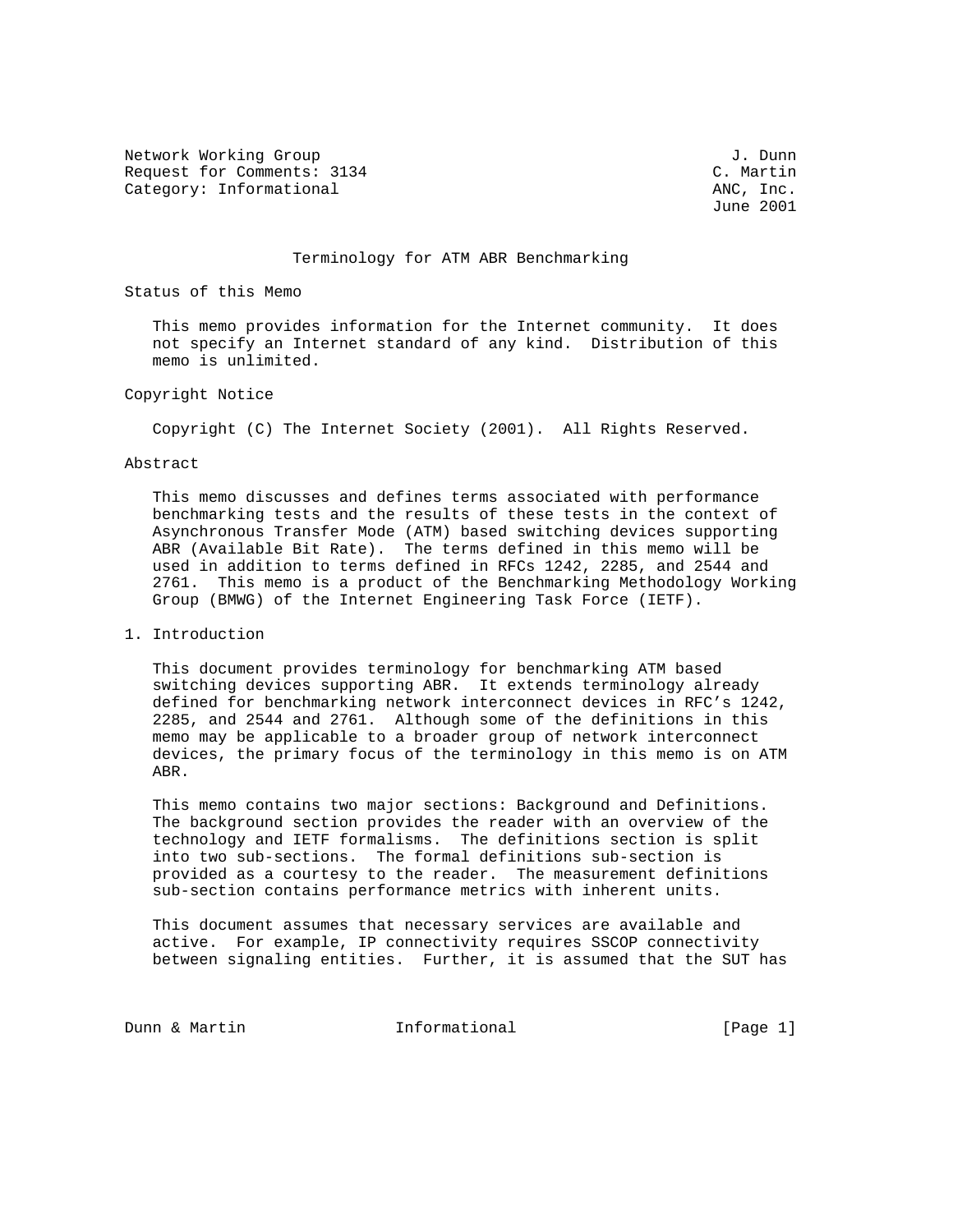Network Working Group J. Dunn
Request for Comments: 3134 C. Martin
Category: Informational ANC, Inc.
June 2001

# Terminology for ATM ABR Benchmarking

## Status of this Memo

This memo provides information for the Internet community. It does not specify an Internet standard of any kind. Distribution of this memo is unlimited.

## Copyright Notice

Copyright (C) The Internet Society (2001). All Rights Reserved.

## Abstract

This memo discusses and defines terms associated with performance benchmarking tests and the results of these tests in the context of Asynchronous Transfer Mode (ATM) based switching devices supporting ABR (Available Bit Rate). The terms defined in this memo will be used in addition to terms defined in RFCs 1242, 2285, and 2544 and 2761. This memo is a product of the Benchmarking Methodology Working Group (BMWG) of the Internet Engineering Task Force (IETF).

## 1. Introduction

This document provides terminology for benchmarking ATM based switching devices supporting ABR. It extends terminology already defined for benchmarking network interconnect devices in RFC's 1242, 2285, and 2544 and 2761. Although some of the definitions in this memo may be applicable to a broader group of network interconnect devices, the primary focus of the terminology in this memo is on ATM ABR.

This memo contains two major sections: Background and Definitions. The background section provides the reader with an overview of the technology and IETF formalisms. The definitions section is split into two sub-sections. The formal definitions sub-section is provided as a courtesy to the reader. The measurement definitions sub-section contains performance metrics with inherent units.

This document assumes that necessary services are available and active. For example, IP connectivity requires SSCOP connectivity between signaling entities. Further, it is assumed that the SUT has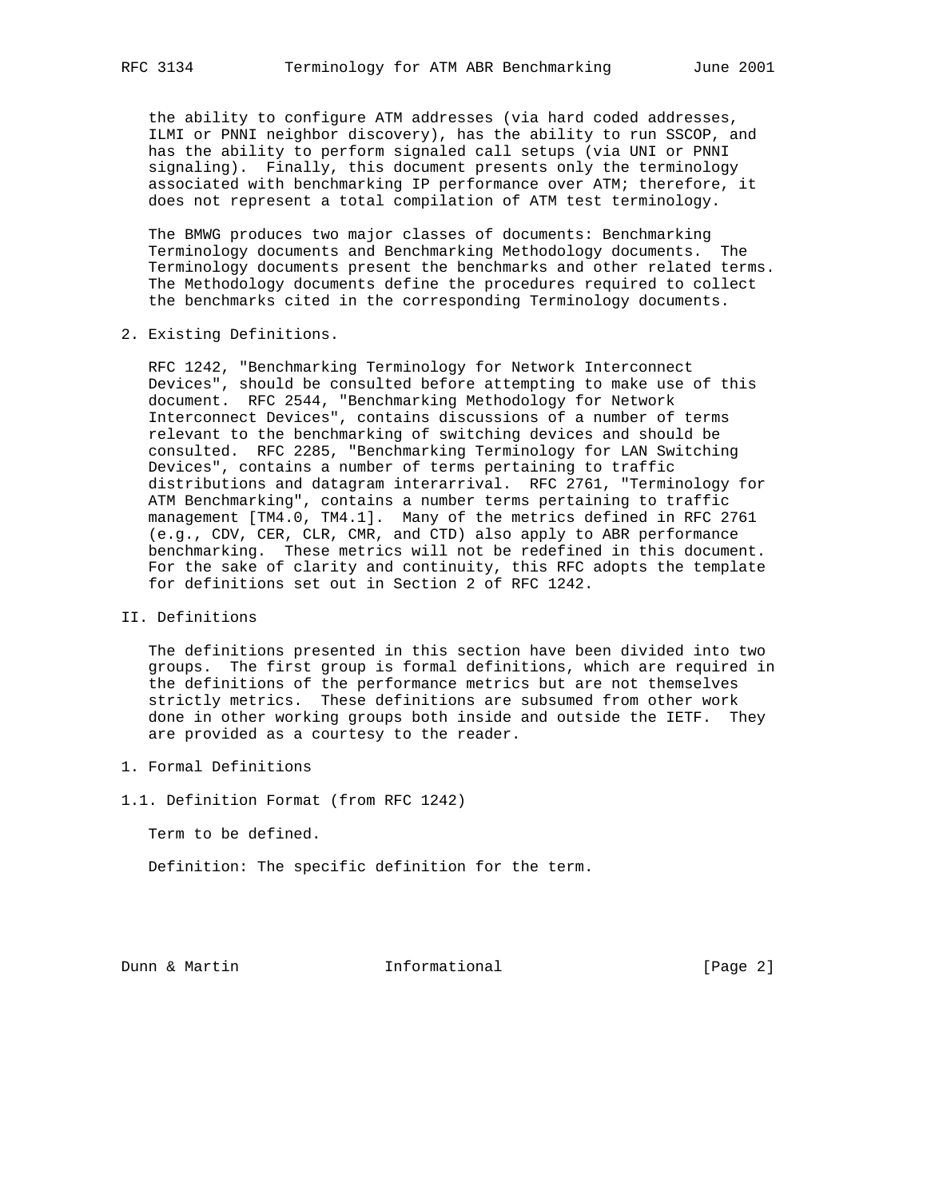the ability to configure ATM addresses (via hard coded addresses, ILMI or PNNI neighbor discovery), has the ability to run SSCOP, and has the ability to perform signaled call setups (via UNI or PNNI signaling). Finally, this document presents only the terminology associated with benchmarking IP performance over ATM; therefore, it does not represent a total compilation of ATM test terminology.

The BMWG produces two major classes of documents: Benchmarking Terminology documents and Benchmarking Methodology documents. The Terminology documents present the benchmarks and other related terms. The Methodology documents define the procedures required to collect the benchmarks cited in the corresponding Terminology documents.

## 2. Existing Definitions.

RFC 1242, "Benchmarking Terminology for Network Interconnect Devices", should be consulted before attempting to make use of this document. RFC 2544, "Benchmarking Methodology for Network Interconnect Devices", contains discussions of a number of terms relevant to the benchmarking of switching devices and should be consulted. RFC 2285, "Benchmarking Terminology for LAN Switching Devices", contains a number of terms pertaining to traffic distributions and datagram interarrival. RFC 2761, "Terminology for ATM Benchmarking", contains a number terms pertaining to traffic management [TM4.0, TM4.1]. Many of the metrics defined in RFC 2761 (e.g., CDV, CER, CLR, CMR, and CTD) also apply to ABR performance benchmarking. These metrics will not be redefined in this document. For the sake of clarity and continuity, this RFC adopts the template for definitions set out in Section 2 of RFC 1242.

# II. Definitions

The definitions presented in this section have been divided into two groups. The first group is formal definitions, which are required in the definitions of the performance metrics but are not themselves strictly metrics. These definitions are subsumed from other work done in other working groups both inside and outside the IETF. They are provided as a courtesy to the reader.

## 1. Formal Definitions

### 1.1. Definition Format (from RFC 1242)

Term to be defined.

Definition: The specific definition for the term.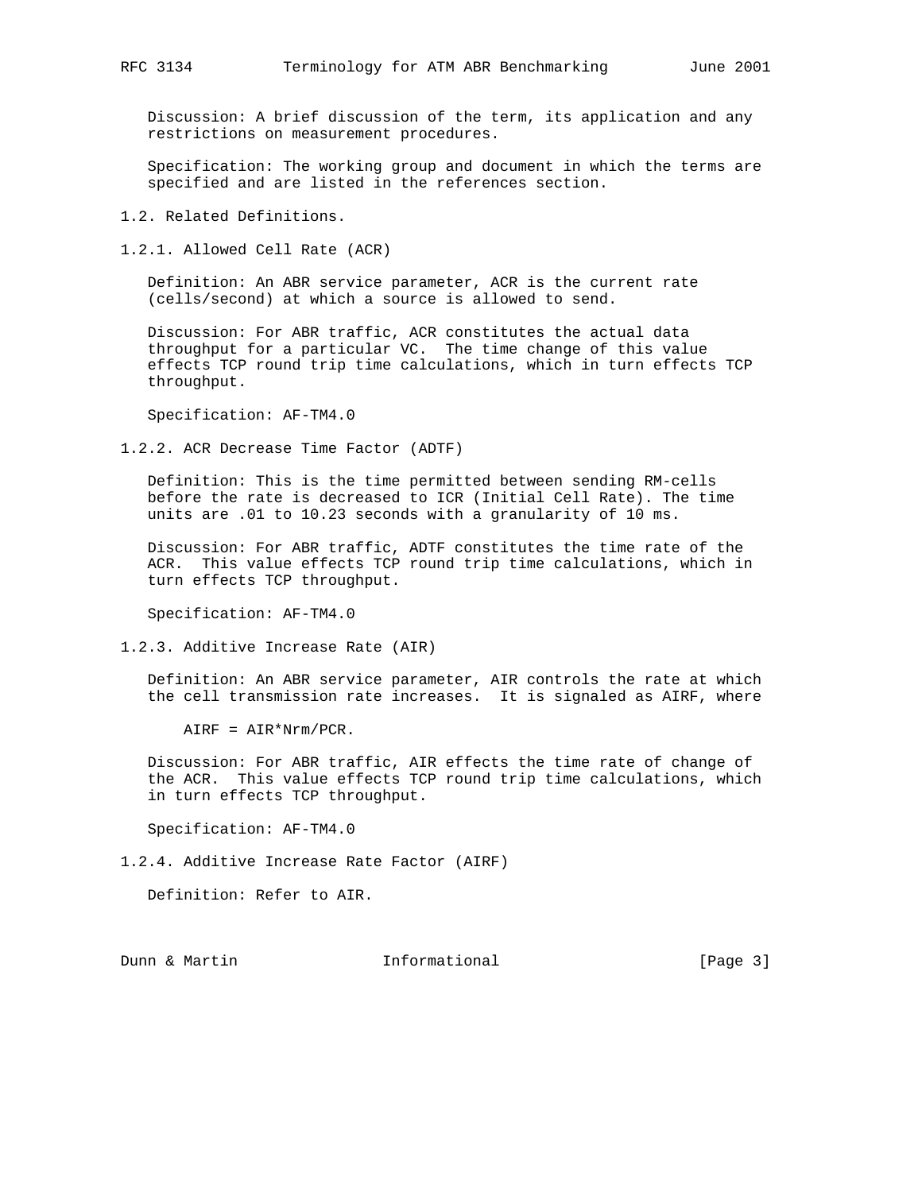Discussion: A brief discussion of the term, its application and any restrictions on measurement procedures.

Specification: The working group and document in which the terms are specified and are listed in the references section.

## 1.2. Related Definitions.

### 1.2.1. Allowed Cell Rate (ACR)

Definition: An ABR service parameter, ACR is the current rate (cells/second) at which a source is allowed to send.

Discussion: For ABR traffic, ACR constitutes the actual data throughput for a particular VC. The time change of this value effects TCP round trip time calculations, which in turn effects TCP throughput.

Specification: AF-TM4.0

### 1.2.2. ACR Decrease Time Factor (ADTF)

Definition: This is the time permitted between sending RM-cells before the rate is decreased to ICR (Initial Cell Rate). The time units are .01 to 10.23 seconds with a granularity of 10 ms.

Discussion: For ABR traffic, ADTF constitutes the time rate of the ACR. This value effects TCP round trip time calculations, which in turn effects TCP throughput.

Specification: AF-TM4.0

### 1.2.3. Additive Increase Rate (AIR)

Definition: An ABR service parameter, AIR controls the rate at which the cell transmission rate increases. It is signaled as AIRF, where

$$AIRF = AIR*Nrm/PCR.$$

Discussion: For ABR traffic, AIR effects the time rate of change of the ACR. This value effects TCP round trip time calculations, which in turn effects TCP throughput.

Specification: AF-TM4.0

### 1.2.4. Additive Increase Rate Factor (AIRF)

Definition: Refer to AIR.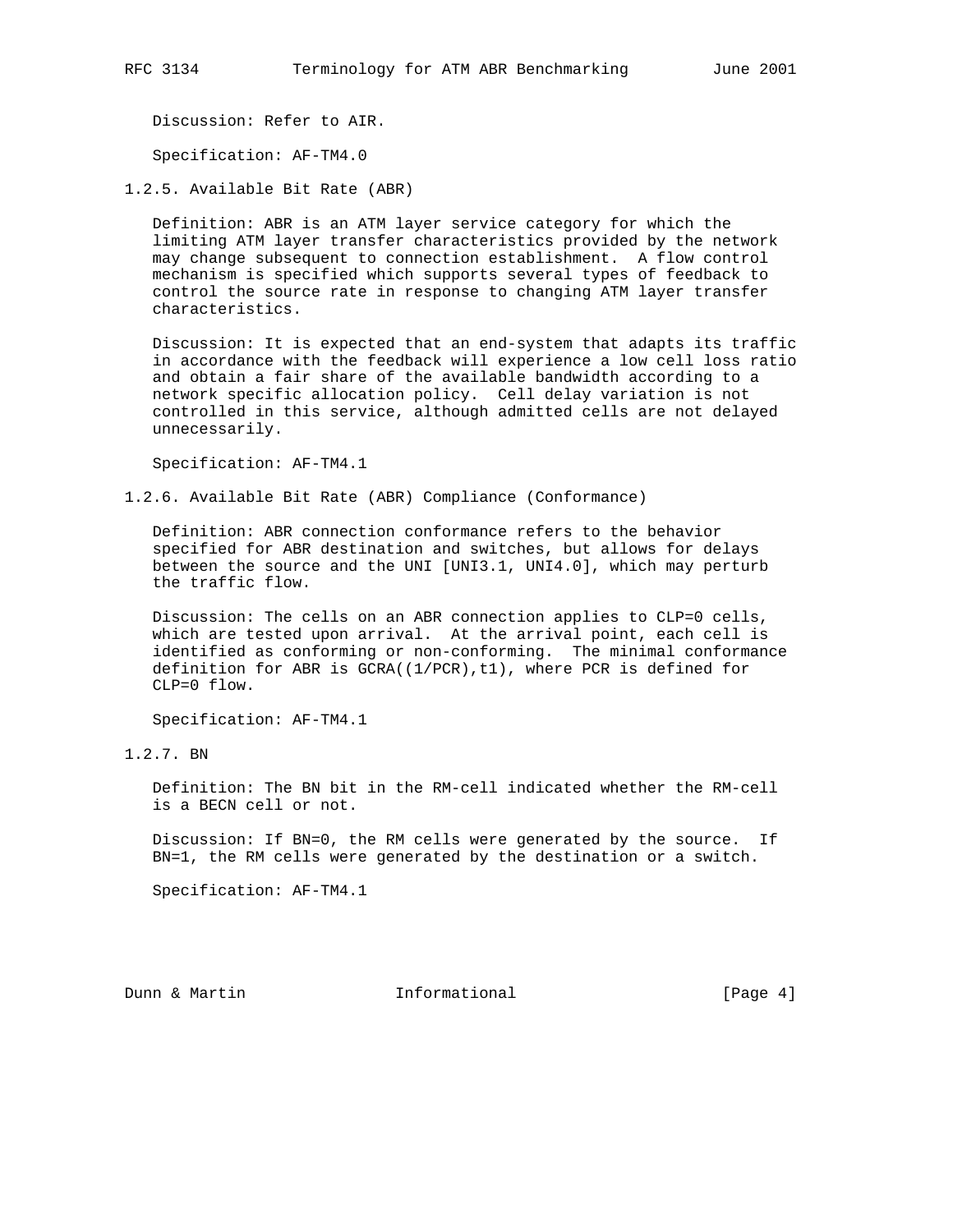Discussion: Refer to AIR.

Specification: AF-TM4.0

### 1.2.5. Available Bit Rate (ABR)

Definition: ABR is an ATM layer service category for which the limiting ATM layer transfer characteristics provided by the network may change subsequent to connection establishment. A flow control mechanism is specified which supports several types of feedback to control the source rate in response to changing ATM layer transfer characteristics.

Discussion: It is expected that an end-system that adapts its traffic in accordance with the feedback will experience a low cell loss ratio and obtain a fair share of the available bandwidth according to a network specific allocation policy. Cell delay variation is not controlled in this service, although admitted cells are not delayed unnecessarily.

Specification: AF-TM4.1

### 1.2.6. Available Bit Rate (ABR) Compliance (Conformance)

Definition: ABR connection conformance refers to the behavior specified for ABR destination and switches, but allows for delays between the source and the UNI [UNI3.1, UNI4.0], which may perturb the traffic flow.

Discussion: The cells on an ABR connection applies to CLP=0 cells, which are tested upon arrival. At the arrival point, each cell is identified as conforming or non-conforming. The minimal conformance definition for ABR is GCRA((1/PCR),t1), where PCR is defined for CLP=0 flow.

Specification: AF-TM4.1

### 1.2.7. BN

Definition: The BN bit in the RM-cell indicated whether the RM-cell is a BECN cell or not.

Discussion: If BN=0, the RM cells were generated by the source. If BN=1, the RM cells were generated by the destination or a switch.

Specification: AF-TM4.1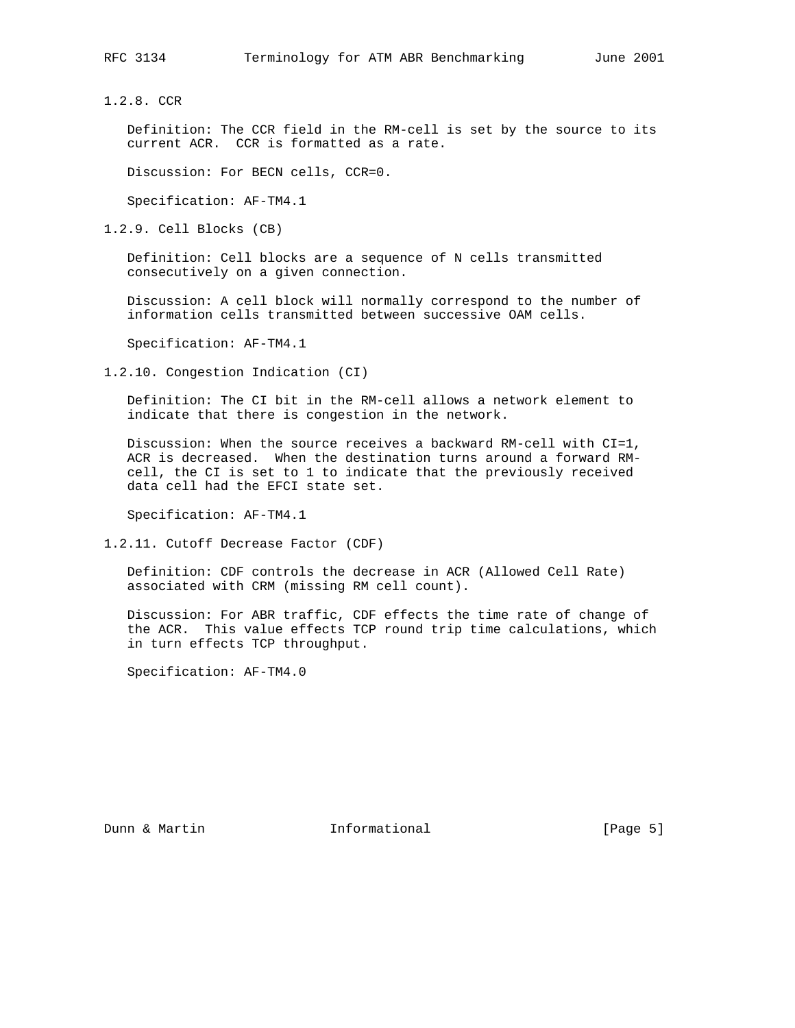### 1.2.8. CCR

Definition: The CCR field in the RM-cell is set by the source to its current ACR. CCR is formatted as a rate.

Discussion: For BECN cells, CCR=0.

Specification: AF-TM4.1

### 1.2.9. Cell Blocks (CB)

Definition: Cell blocks are a sequence of N cells transmitted consecutively on a given connection.

Discussion: A cell block will normally correspond to the number of information cells transmitted between successive OAM cells.

Specification: AF-TM4.1

### 1.2.10. Congestion Indication (CI)

Definition: The CI bit in the RM-cell allows a network element to indicate that there is congestion in the network.

Discussion: When the source receives a backward RM-cell with CI=1, ACR is decreased. When the destination turns around a forward RM-cell, the CI is set to 1 to indicate that the previously received data cell had the EFCI state set.

Specification: AF-TM4.1

### 1.2.11. Cutoff Decrease Factor (CDF)

Definition: CDF controls the decrease in ACR (Allowed Cell Rate) associated with CRM (missing RM cell count).

Discussion: For ABR traffic, CDF effects the time rate of change of the ACR. This value effects TCP round trip time calculations, which in turn effects TCP throughput.

Specification: AF-TM4.0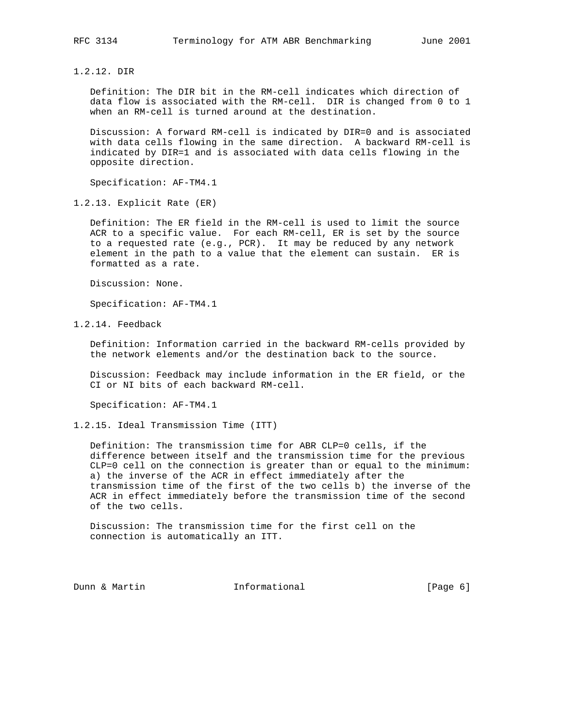### 1.2.12. DIR

Definition: The DIR bit in the RM-cell indicates which direction of data flow is associated with the RM-cell. DIR is changed from 0 to 1 when an RM-cell is turned around at the destination.

Discussion: A forward RM-cell is indicated by DIR=0 and is associated with data cells flowing in the same direction. A backward RM-cell is indicated by DIR=1 and is associated with data cells flowing in the opposite direction.

Specification: AF-TM4.1

### 1.2.13. Explicit Rate (ER)

Definition: The ER field in the RM-cell is used to limit the source ACR to a specific value. For each RM-cell, ER is set by the source to a requested rate (e.g., PCR). It may be reduced by any network element in the path to a value that the element can sustain. ER is formatted as a rate.

Discussion: None.

Specification: AF-TM4.1

### 1.2.14. Feedback

Definition: Information carried in the backward RM-cells provided by the network elements and/or the destination back to the source.

Discussion: Feedback may include information in the ER field, or the CI or NI bits of each backward RM-cell.

Specification: AF-TM4.1

### 1.2.15. Ideal Transmission Time (ITT)

Definition: The transmission time for ABR CLP=0 cells, if the difference between itself and the transmission time for the previous CLP=0 cell on the connection is greater than or equal to the minimum: a) the inverse of the ACR in effect immediately after the transmission time of the first of the two cells b) the inverse of the ACR in effect immediately before the transmission time of the second of the two cells.

Discussion: The transmission time for the first cell on the connection is automatically an ITT.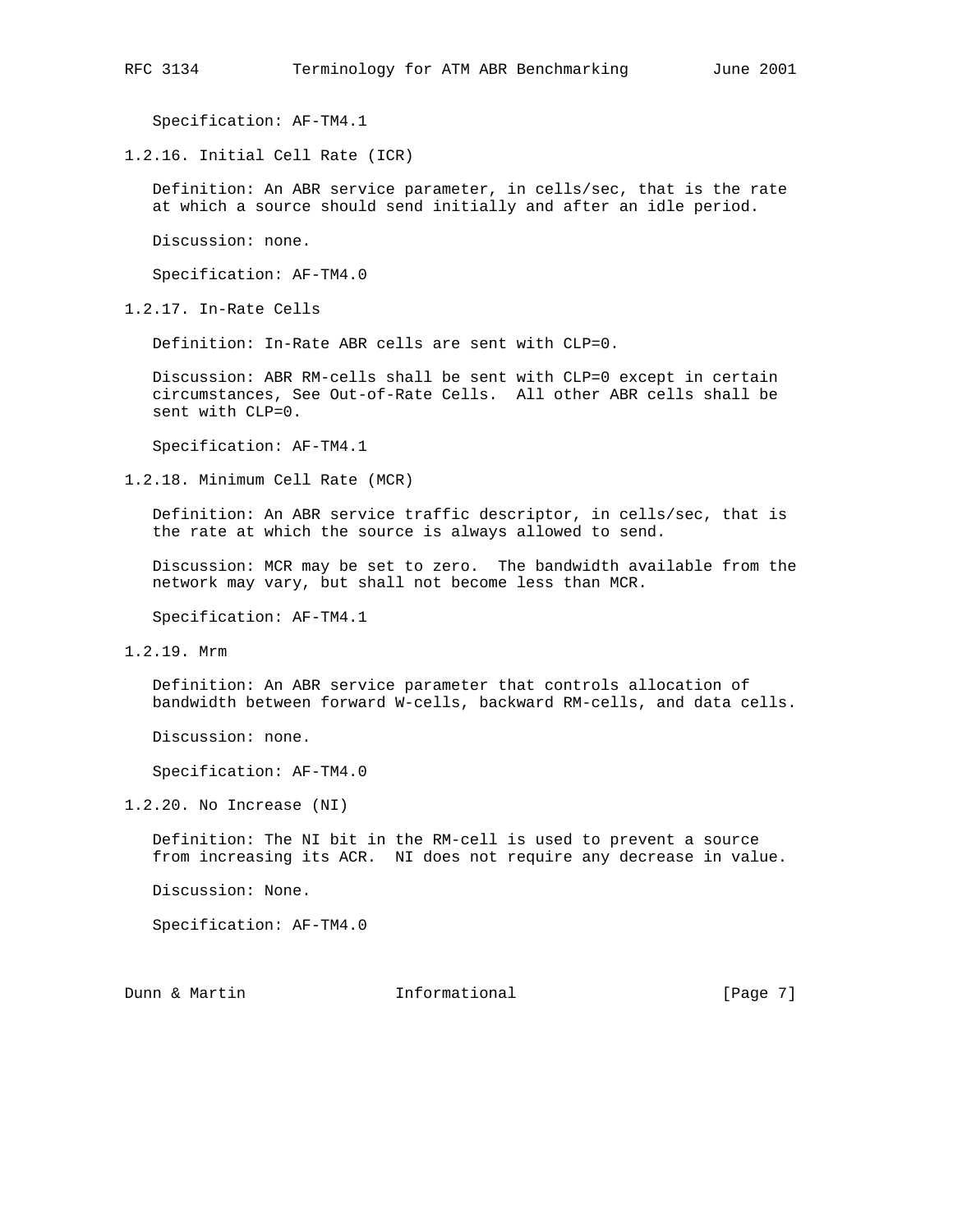Specification: AF-TM4.1

### 1.2.16. Initial Cell Rate (ICR)

Definition: An ABR service parameter, in cells/sec, that is the rate at which a source should send initially and after an idle period.

Discussion: none.

Specification: AF-TM4.0

### 1.2.17. In-Rate Cells

Definition: In-Rate ABR cells are sent with CLP=0.

Discussion: ABR RM-cells shall be sent with CLP=0 except in certain circumstances, See Out-of-Rate Cells. All other ABR cells shall be sent with CLP=0.

Specification: AF-TM4.1

### 1.2.18. Minimum Cell Rate (MCR)

Definition: An ABR service traffic descriptor, in cells/sec, that is the rate at which the source is always allowed to send.

Discussion: MCR may be set to zero. The bandwidth available from the network may vary, but shall not become less than MCR.

Specification: AF-TM4.1

### 1.2.19. Mrm

Definition: An ABR service parameter that controls allocation of bandwidth between forward W-cells, backward RM-cells, and data cells.

Discussion: none.

Specification: AF-TM4.0

### 1.2.20. No Increase (NI)

Definition: The NI bit in the RM-cell is used to prevent a source from increasing its ACR. NI does not require any decrease in value.

Discussion: None.

Specification: AF-TM4.0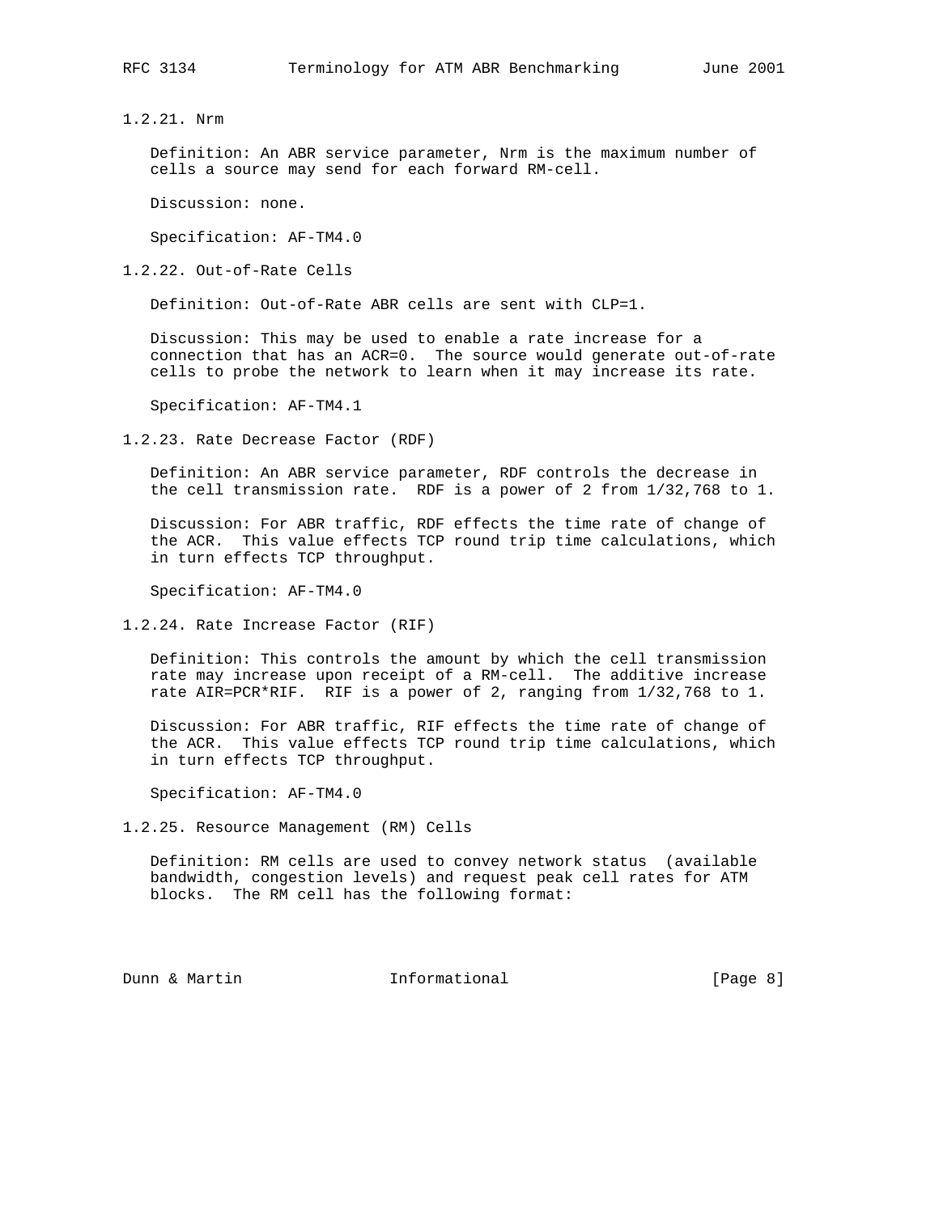### 1.2.21. Nrm

Definition: An ABR service parameter, Nrm is the maximum number of cells a source may send for each forward RM-cell.

Discussion: none.

Specification: AF-TM4.0

### 1.2.22. Out-of-Rate Cells

Definition: Out-of-Rate ABR cells are sent with CLP=1.

Discussion: This may be used to enable a rate increase for a connection that has an ACR=0. The source would generate out-of-rate cells to probe the network to learn when it may increase its rate.

Specification: AF-TM4.1

### 1.2.23. Rate Decrease Factor (RDF)

Definition: An ABR service parameter, RDF controls the decrease in the cell transmission rate. RDF is a power of 2 from 1/32,768 to 1.

Discussion: For ABR traffic, RDF effects the time rate of change of the ACR. This value effects TCP round trip time calculations, which in turn effects TCP throughput.

Specification: AF-TM4.0

### 1.2.24. Rate Increase Factor (RIF)

Definition: This controls the amount by which the cell transmission rate may increase upon receipt of a RM-cell. The additive increase rate AIR=PCR*RIF. RIF is a power of 2, ranging from 1/32,768 to 1.

Discussion: For ABR traffic, RIF effects the time rate of change of the ACR. This value effects TCP round trip time calculations, which in turn effects TCP throughput.

Specification: AF-TM4.0

### 1.2.25. Resource Management (RM) Cells

Definition: RM cells are used to convey network status (available bandwidth, congestion levels) and request peak cell rates for ATM blocks. The RM cell has the following format: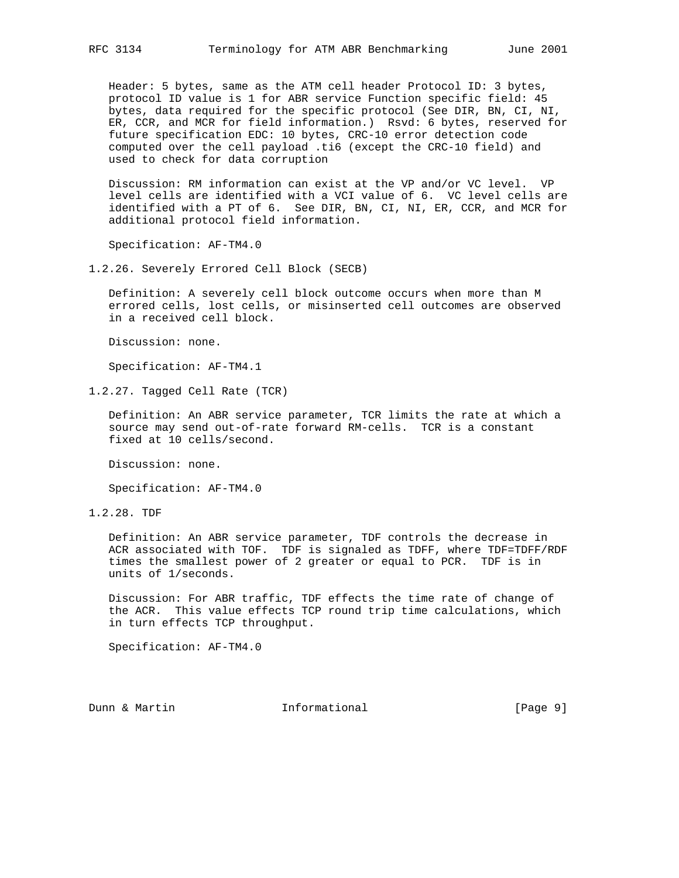Header: 5 bytes, same as the ATM cell header Protocol ID: 3 bytes, protocol ID value is 1 for ABR service Function specific field: 45 bytes, data required for the specific protocol (See DIR, BN, CI, NI, ER, CCR, and MCR for field information.) Rsvd: 6 bytes, reserved for future specification EDC: 10 bytes, CRC-10 error detection code computed over the cell payload .ti6 (except the CRC-10 field) and used to check for data corruption

Discussion: RM information can exist at the VP and/or VC level. VP level cells are identified with a VCI value of 6. VC level cells are identified with a PT of 6. See DIR, BN, CI, NI, ER, CCR, and MCR for additional protocol field information.

Specification: AF-TM4.0

### 1.2.26. Severely Errored Cell Block (SECB)

Definition: A severely cell block outcome occurs when more than M errored cells, lost cells, or misinserted cell outcomes are observed in a received cell block.

Discussion: none.

Specification: AF-TM4.1

### 1.2.27. Tagged Cell Rate (TCR)

Definition: An ABR service parameter, TCR limits the rate at which a source may send out-of-rate forward RM-cells. TCR is a constant fixed at 10 cells/second.

Discussion: none.

Specification: AF-TM4.0

### 1.2.28. TDF

Definition: An ABR service parameter, TDF controls the decrease in ACR associated with TOF. TDF is signaled as TDFF, where TDF=TDFF/RDF times the smallest power of 2 greater or equal to PCR. TDF is in units of 1/seconds.

Discussion: For ABR traffic, TDF effects the time rate of change of the ACR. This value effects TCP round trip time calculations, which in turn effects TCP throughput.

Specification: AF-TM4.0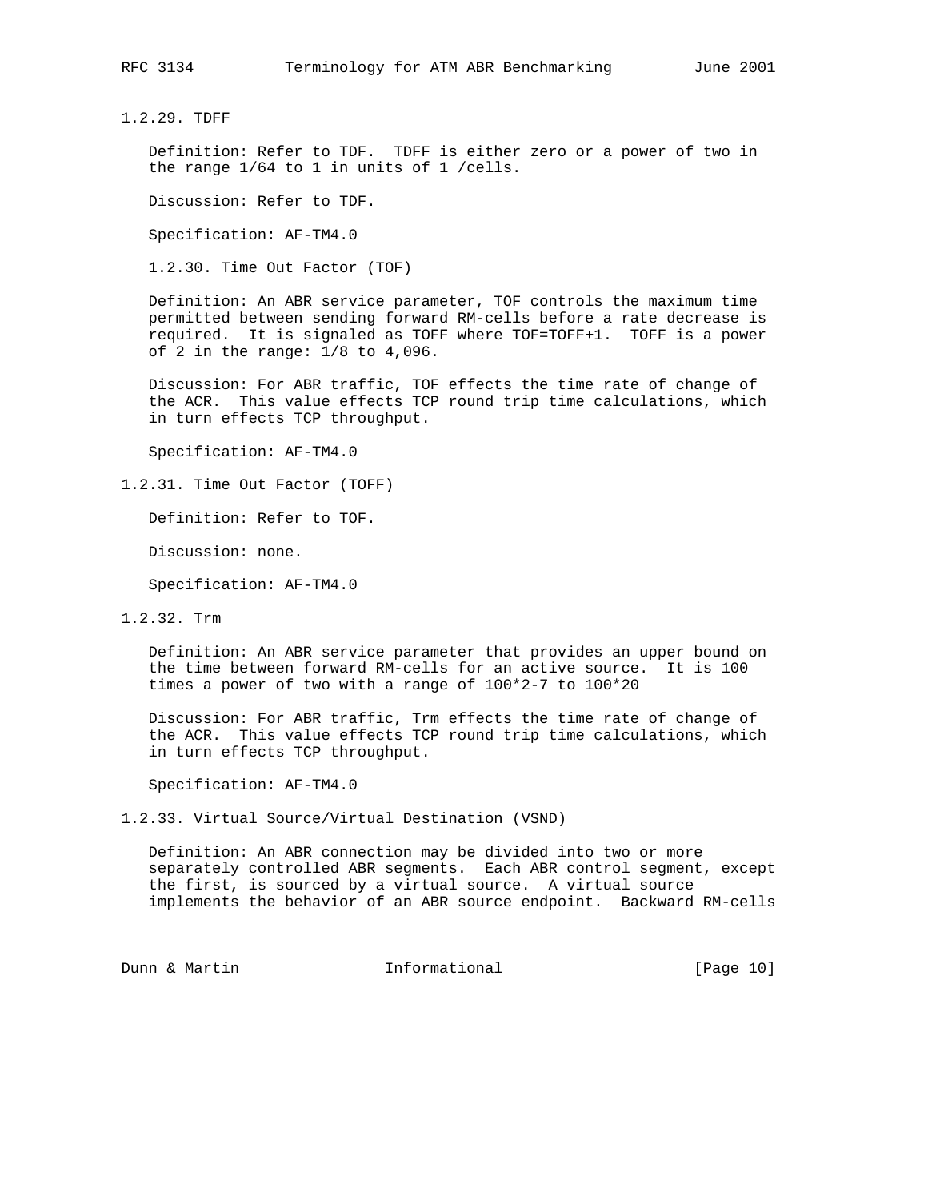### 1.2.29. TDFF

Definition: Refer to TDF. TDFF is either zero or a power of two in the range 1/64 to 1 in units of 1 /cells.

Discussion: Refer to TDF.

Specification: AF-TM4.0

### 1.2.30. Time Out Factor (TOF)

Definition: An ABR service parameter, TOF controls the maximum time permitted between sending forward RM-cells before a rate decrease is required. It is signaled as TOFF where TOF=TOFF+1. TOFF is a power of 2 in the range: 1/8 to 4,096.

Discussion: For ABR traffic, TOF effects the time rate of change of the ACR. This value effects TCP round trip time calculations, which in turn effects TCP throughput.

Specification: AF-TM4.0

### 1.2.31. Time Out Factor (TOFF)

Definition: Refer to TOF.

Discussion: none.

Specification: AF-TM4.0

### 1.2.32. Trm

Definition: An ABR service parameter that provides an upper bound on the time between forward RM-cells for an active source. It is 100 times a power of two with a range of 100*2-7 to 100*20

Discussion: For ABR traffic, Trm effects the time rate of change of the ACR. This value effects TCP round trip time calculations, which in turn effects TCP throughput.

Specification: AF-TM4.0

### 1.2.33. Virtual Source/Virtual Destination (VSND)

Definition: An ABR connection may be divided into two or more separately controlled ABR segments. Each ABR control segment, except the first, is sourced by a virtual source. A virtual source implements the behavior of an ABR source endpoint. Backward RM-cells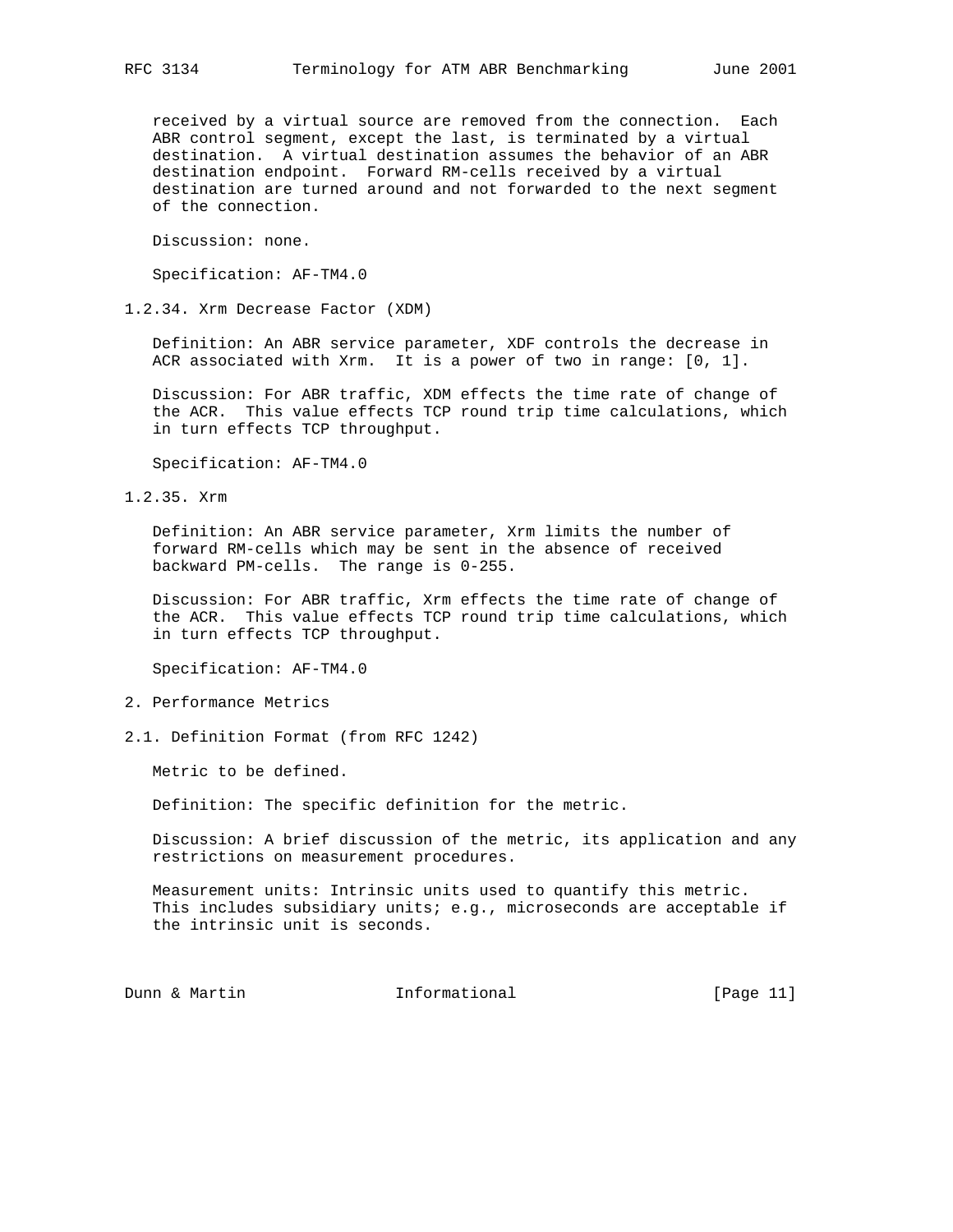received by a virtual source are removed from the connection. Each ABR control segment, except the last, is terminated by a virtual destination. A virtual destination assumes the behavior of an ABR destination endpoint. Forward RM-cells received by a virtual destination are turned around and not forwarded to the next segment of the connection.

Discussion: none.

Specification: AF-TM4.0

### 1.2.34. Xrm Decrease Factor (XDM)

Definition: An ABR service parameter, XDF controls the decrease in ACR associated with Xrm. It is a power of two in range: [0, 1].

Discussion: For ABR traffic, XDM effects the time rate of change of the ACR. This value effects TCP round trip time calculations, which in turn effects TCP throughput.

Specification: AF-TM4.0

### 1.2.35. Xrm

Definition: An ABR service parameter, Xrm limits the number of forward RM-cells which may be sent in the absence of received backward PM-cells. The range is 0-255.

Discussion: For ABR traffic, Xrm effects the time rate of change of the ACR. This value effects TCP round trip time calculations, which in turn effects TCP throughput.

Specification: AF-TM4.0

## 2. Performance Metrics

### 2.1. Definition Format (from RFC 1242)

Metric to be defined.

Definition: The specific definition for the metric.

Discussion: A brief discussion of the metric, its application and any restrictions on measurement procedures.

Measurement units: Intrinsic units used to quantify this metric. This includes subsidiary units; e.g., microseconds are acceptable if the intrinsic unit is seconds.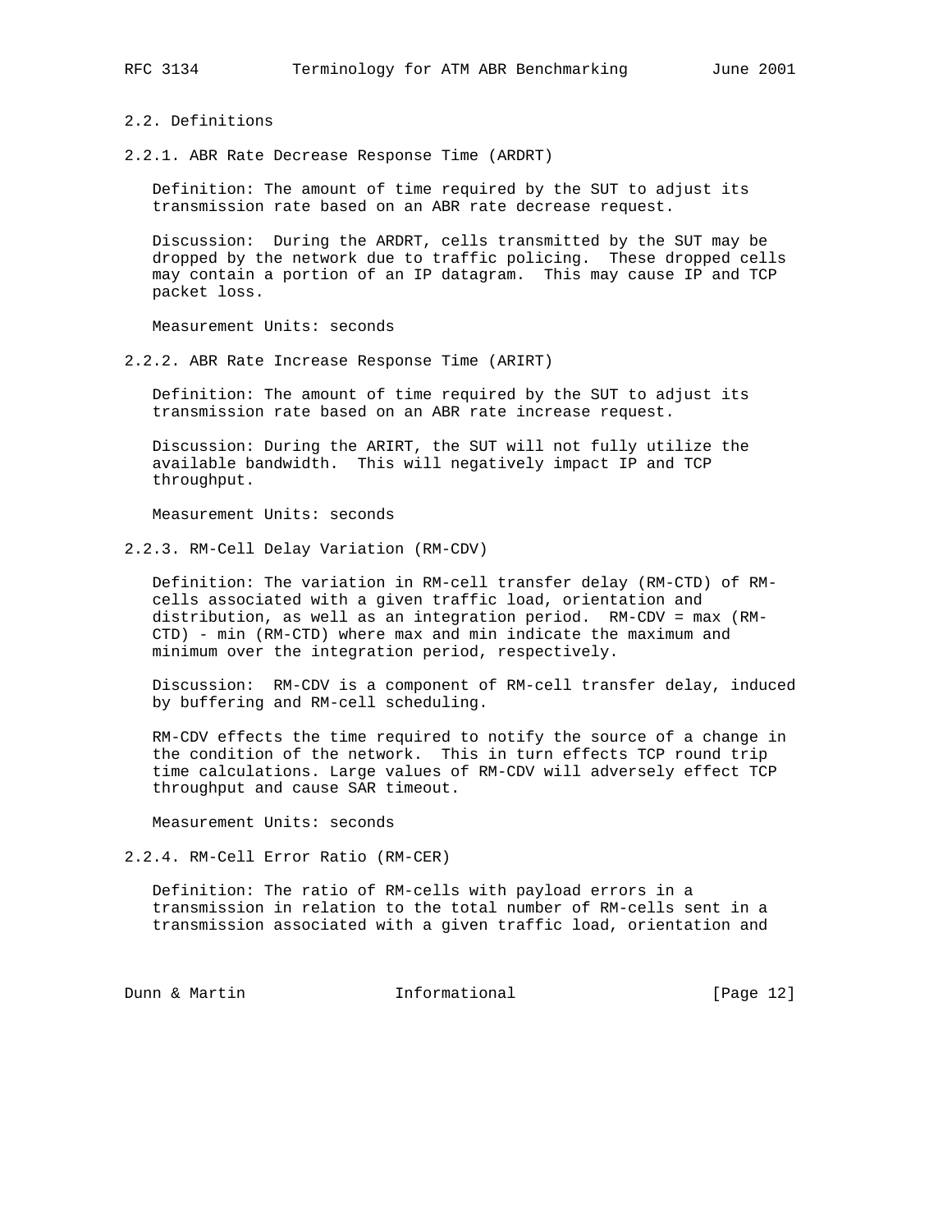## 2.2. Definitions

### 2.2.1. ABR Rate Decrease Response Time (ARDRT)

Definition: The amount of time required by the SUT to adjust its transmission rate based on an ABR rate decrease request.

Discussion: During the ARDRT, cells transmitted by the SUT may be dropped by the network due to traffic policing. These dropped cells may contain a portion of an IP datagram. This may cause IP and TCP packet loss.

Measurement Units: seconds

### 2.2.2. ABR Rate Increase Response Time (ARIRT)

Definition: The amount of time required by the SUT to adjust its transmission rate based on an ABR rate increase request.

Discussion: During the ARIRT, the SUT will not fully utilize the available bandwidth. This will negatively impact IP and TCP throughput.

Measurement Units: seconds

### 2.2.3. RM-Cell Delay Variation (RM-CDV)

Definition: The variation in RM-cell transfer delay (RM-CTD) of RM-cells associated with a given traffic load, orientation and distribution, as well as an integration period. RM-CDV = max (RM-CTD) - min (RM-CTD) where max and min indicate the maximum and minimum over the integration period, respectively.

Discussion: RM-CDV is a component of RM-cell transfer delay, induced by buffering and RM-cell scheduling.

RM-CDV effects the time required to notify the source of a change in the condition of the network. This in turn effects TCP round trip time calculations. Large values of RM-CDV will adversely effect TCP throughput and cause SAR timeout.

Measurement Units: seconds

### 2.2.4. RM-Cell Error Ratio (RM-CER)

Definition: The ratio of RM-cells with payload errors in a transmission in relation to the total number of RM-cells sent in a transmission associated with a given traffic load, orientation and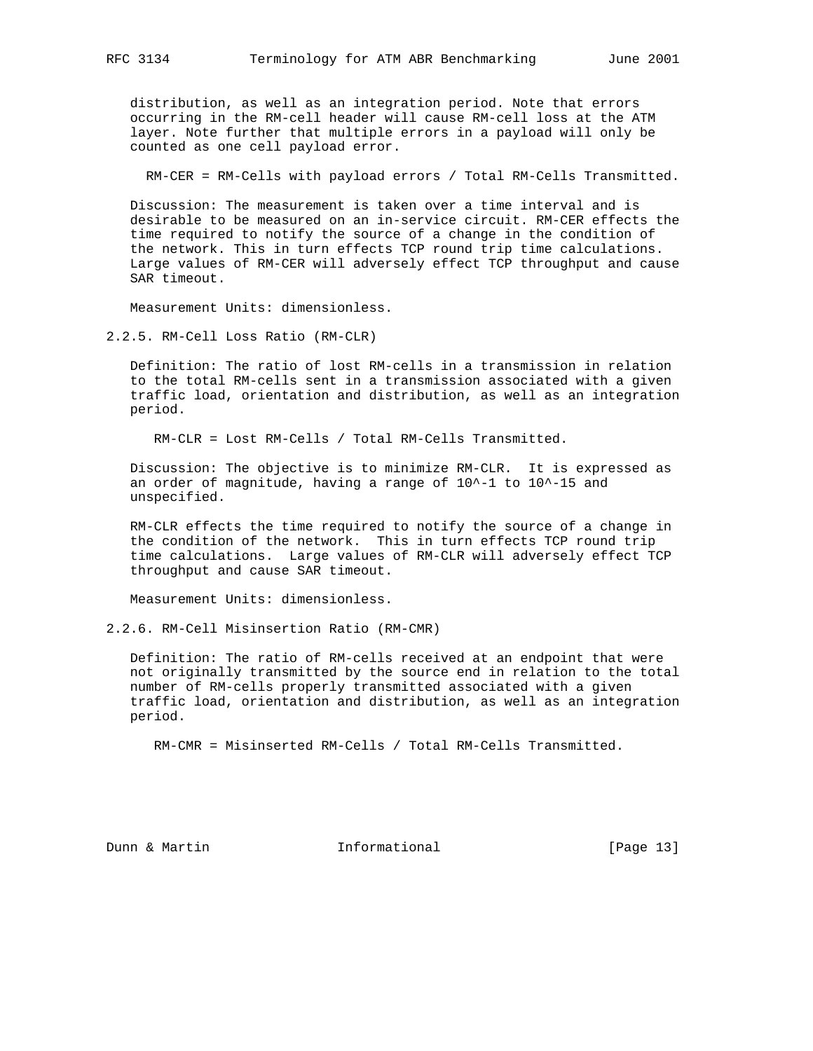distribution, as well as an integration period. Note that errors occurring in the RM-cell header will cause RM-cell loss at the ATM layer. Note further that multiple errors in a payload will only be counted as one cell payload error.

RM-CER = RM-Cells with payload errors / Total RM-Cells Transmitted.

Discussion: The measurement is taken over a time interval and is desirable to be measured on an in-service circuit. RM-CER effects the time required to notify the source of a change in the condition of the network. This in turn effects TCP round trip time calculations. Large values of RM-CER will adversely effect TCP throughput and cause SAR timeout.

Measurement Units: dimensionless.

### 2.2.5. RM-Cell Loss Ratio (RM-CLR)

Definition: The ratio of lost RM-cells in a transmission in relation to the total RM-cells sent in a transmission associated with a given traffic load, orientation and distribution, as well as an integration period.

RM-CLR = Lost RM-Cells / Total RM-Cells Transmitted.

Discussion: The objective is to minimize RM-CLR. It is expressed as an order of magnitude, having a range of $10^{-1}$ to $10^{-15}$ and unspecified.

RM-CLR effects the time required to notify the source of a change in the condition of the network. This in turn effects TCP round trip time calculations. Large values of RM-CLR will adversely effect TCP throughput and cause SAR timeout.

Measurement Units: dimensionless.

### 2.2.6. RM-Cell Misinsertion Ratio (RM-CMR)

Definition: The ratio of RM-cells received at an endpoint that were not originally transmitted by the source end in relation to the total number of RM-cells properly transmitted associated with a given traffic load, orientation and distribution, as well as an integration period.

RM-CMR = Misinserted RM-Cells / Total RM-Cells Transmitted.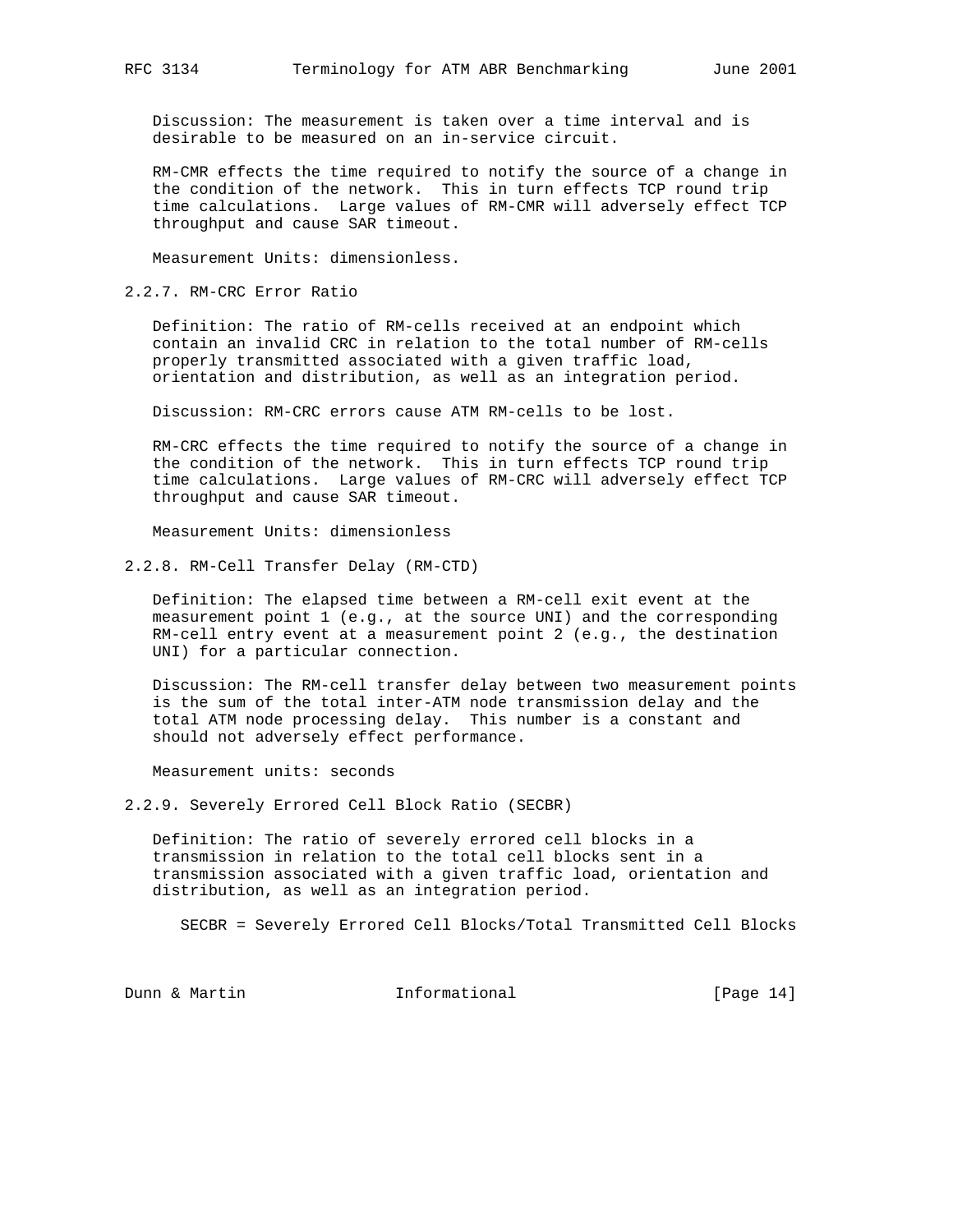Discussion: The measurement is taken over a time interval and is desirable to be measured on an in-service circuit.

RM-CMR effects the time required to notify the source of a change in the condition of the network. This in turn effects TCP round trip time calculations. Large values of RM-CMR will adversely effect TCP throughput and cause SAR timeout.

Measurement Units: dimensionless.

### 2.2.7. RM-CRC Error Ratio

Definition: The ratio of RM-cells received at an endpoint which contain an invalid CRC in relation to the total number of RM-cells properly transmitted associated with a given traffic load, orientation and distribution, as well as an integration period.

Discussion: RM-CRC errors cause ATM RM-cells to be lost.

RM-CRC effects the time required to notify the source of a change in the condition of the network. This in turn effects TCP round trip time calculations. Large values of RM-CRC will adversely effect TCP throughput and cause SAR timeout.

Measurement Units: dimensionless

### 2.2.8. RM-Cell Transfer Delay (RM-CTD)

Definition: The elapsed time between a RM-cell exit event at the measurement point 1 (e.g., at the source UNI) and the corresponding RM-cell entry event at a measurement point 2 (e.g., the destination UNI) for a particular connection.

Discussion: The RM-cell transfer delay between two measurement points is the sum of the total inter-ATM node transmission delay and the total ATM node processing delay. This number is a constant and should not adversely effect performance.

Measurement units: seconds

### 2.2.9. Severely Errored Cell Block Ratio (SECBR)

Definition: The ratio of severely errored cell blocks in a transmission in relation to the total cell blocks sent in a transmission associated with a given traffic load, orientation and distribution, as well as an integration period.

SECBR = Severely Errored Cell Blocks/Total Transmitted Cell Blocks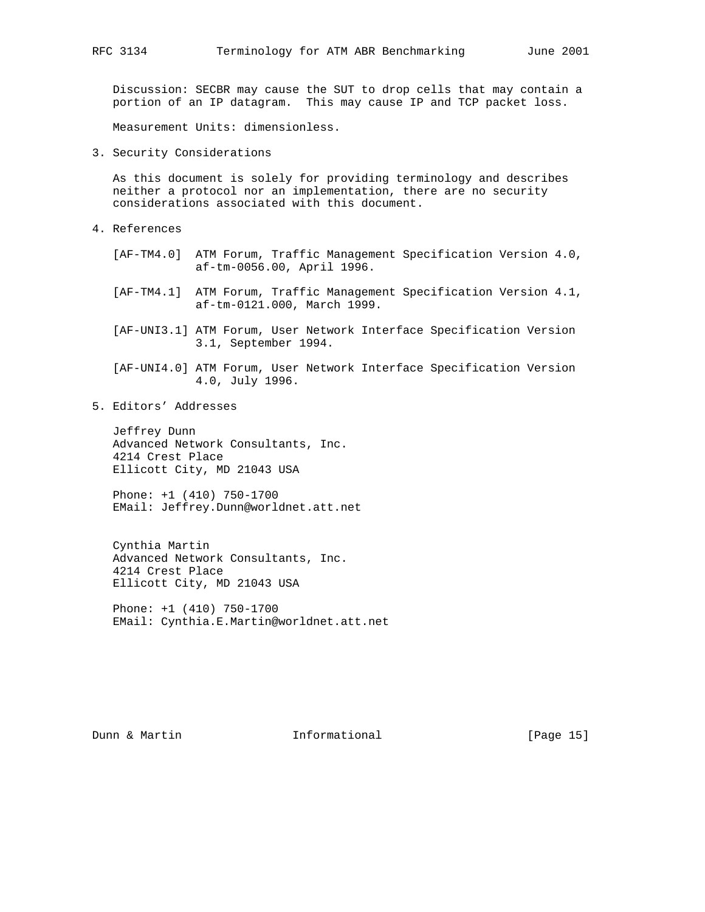Discussion: SECBR may cause the SUT to drop cells that may contain a portion of an IP datagram. This may cause IP and TCP packet loss.

Measurement Units: dimensionless.

## 3. Security Considerations

As this document is solely for providing terminology and describes neither a protocol nor an implementation, there are no security considerations associated with this document.

## 4. References

[AF-TM4.0] ATM Forum, Traffic Management Specification Version 4.0, af-tm-0056.00, April 1996.

[AF-TM4.1] ATM Forum, Traffic Management Specification Version 4.1, af-tm-0121.000, March 1999.

[AF-UNI3.1] ATM Forum, User Network Interface Specification Version 3.1, September 1994.

[AF-UNI4.0] ATM Forum, User Network Interface Specification Version 4.0, July 1996.

## 5. Editors' Addresses

Jeffrey Dunn
Advanced Network Consultants, Inc.
4214 Crest Place
Ellicott City, MD 21043 USA

Phone: +1 (410) 750-1700
EMail: Jeffrey.Dunn@worldnet.att.net

Cynthia Martin
Advanced Network Consultants, Inc.
4214 Crest Place
Ellicott City, MD 21043 USA

Phone: +1 (410) 750-1700
EMail: Cynthia.E.Martin@worldnet.att.net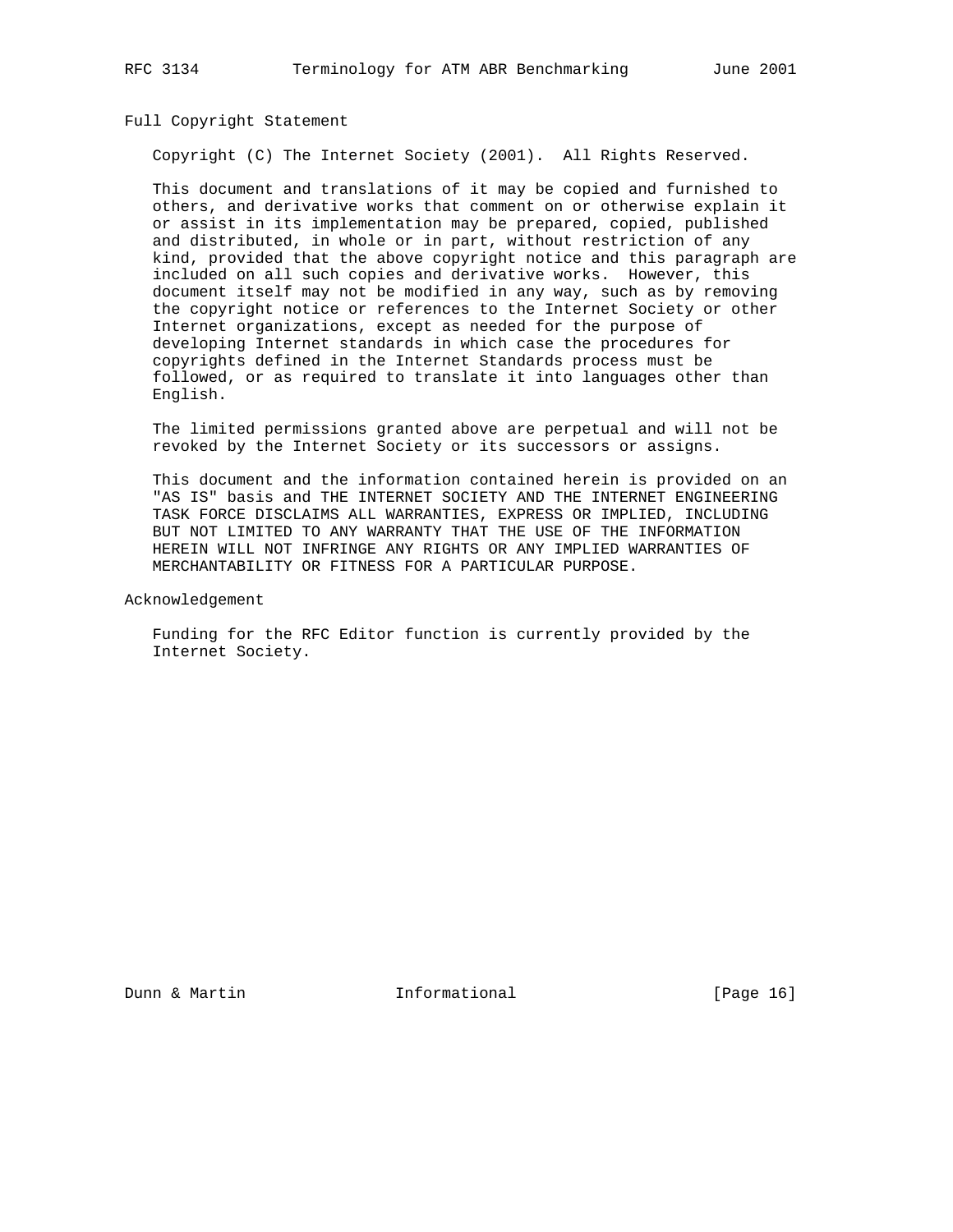## Full Copyright Statement

Copyright (C) The Internet Society (2001). All Rights Reserved.

This document and translations of it may be copied and furnished to others, and derivative works that comment on or otherwise explain it or assist in its implementation may be prepared, copied, published and distributed, in whole or in part, without restriction of any kind, provided that the above copyright notice and this paragraph are included on all such copies and derivative works. However, this document itself may not be modified in any way, such as by removing the copyright notice or references to the Internet Society or other Internet organizations, except as needed for the purpose of developing Internet standards in which case the procedures for copyrights defined in the Internet Standards process must be followed, or as required to translate it into languages other than English.

The limited permissions granted above are perpetual and will not be revoked by the Internet Society or its successors or assigns.

This document and the information contained herein is provided on an "AS IS" basis and THE INTERNET SOCIETY AND THE INTERNET ENGINEERING TASK FORCE DISCLAIMS ALL WARRANTIES, EXPRESS OR IMPLIED, INCLUDING BUT NOT LIMITED TO ANY WARRANTY THAT THE USE OF THE INFORMATION HEREIN WILL NOT INFRINGE ANY RIGHTS OR ANY IMPLIED WARRANTIES OF MERCHANTABILITY OR FITNESS FOR A PARTICULAR PURPOSE.

## Acknowledgement

Funding for the RFC Editor function is currently provided by the Internet Society.